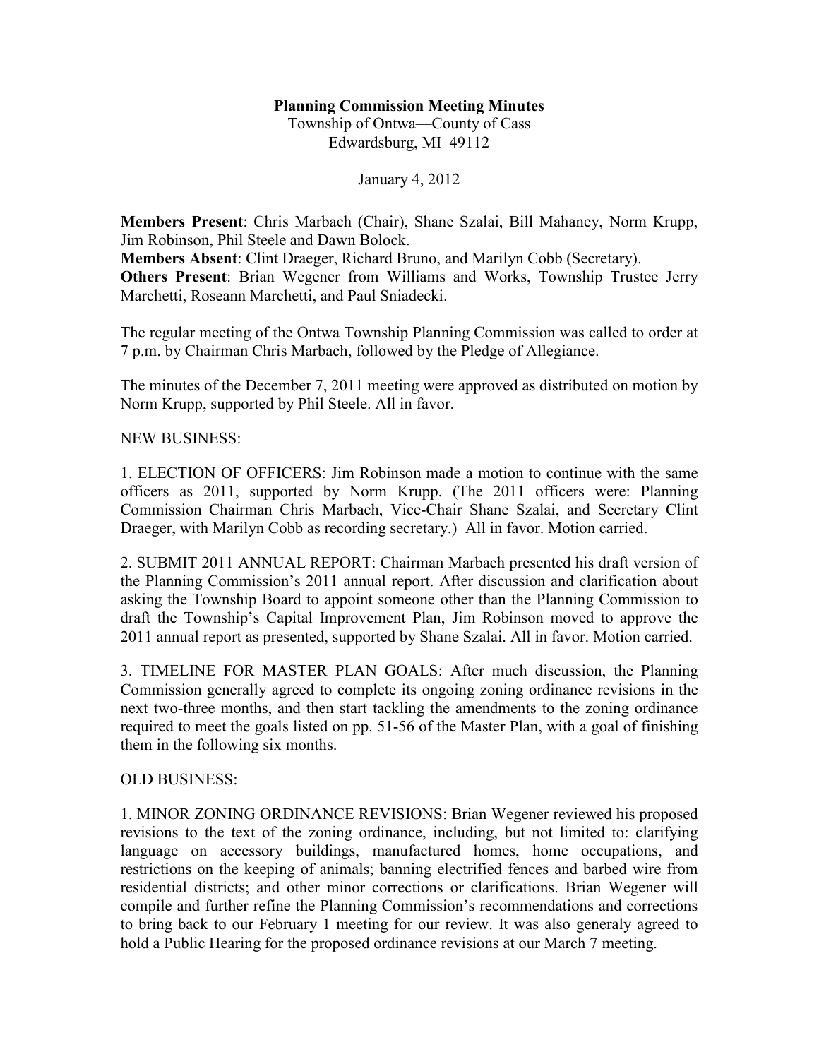**Planning Commission Meeting Minutes**

Township of Ontwa—County of Cass
Edwardsburg, MI 49112

January 4, 2012

**Members Present**: Chris Marbach (Chair), Shane Szalai, Bill Mahaney, Norm Krupp, Jim Robinson, Phil Steele and Dawn Bolock.
**Members Absent**: Clint Draeger, Richard Bruno, and Marilyn Cobb (Secretary).
**Others Present**: Brian Wegener from Williams and Works, Township Trustee Jerry Marchetti, Roseann Marchetti, and Paul Sniadecki.

The regular meeting of the Ontwa Township Planning Commission was called to order at 7 p.m. by Chairman Chris Marbach, followed by the Pledge of Allegiance.

The minutes of the December 7, 2011 meeting were approved as distributed on motion by Norm Krupp, supported by Phil Steele. All in favor.

NEW BUSINESS:

1. ELECTION OF OFFICERS: Jim Robinson made a motion to continue with the same officers as 2011, supported by Norm Krupp. (The 2011 officers were: Planning Commission Chairman Chris Marbach, Vice-Chair Shane Szalai, and Secretary Clint Draeger, with Marilyn Cobb as recording secretary.) All in favor. Motion carried.

2. SUBMIT 2011 ANNUAL REPORT: Chairman Marbach presented his draft version of the Planning Commission's 2011 annual report. After discussion and clarification about asking the Township Board to appoint someone other than the Planning Commission to draft the Township's Capital Improvement Plan, Jim Robinson moved to approve the 2011 annual report as presented, supported by Shane Szalai. All in favor. Motion carried.

3. TIMELINE FOR MASTER PLAN GOALS: After much discussion, the Planning Commission generally agreed to complete its ongoing zoning ordinance revisions in the next two-three months, and then start tackling the amendments to the zoning ordinance required to meet the goals listed on pp. 51-56 of the Master Plan, with a goal of finishing them in the following six months.

OLD BUSINESS:

1. MINOR ZONING ORDINANCE REVISIONS: Brian Wegener reviewed his proposed revisions to the text of the zoning ordinance, including, but not limited to: clarifying language on accessory buildings, manufactured homes, home occupations, and restrictions on the keeping of animals; banning electrified fences and barbed wire from residential districts; and other minor corrections or clarifications. Brian Wegener will compile and further refine the Planning Commission's recommendations and corrections to bring back to our February 1 meeting for our review. It was also generaly agreed to hold a Public Hearing for the proposed ordinance revisions at our March 7 meeting.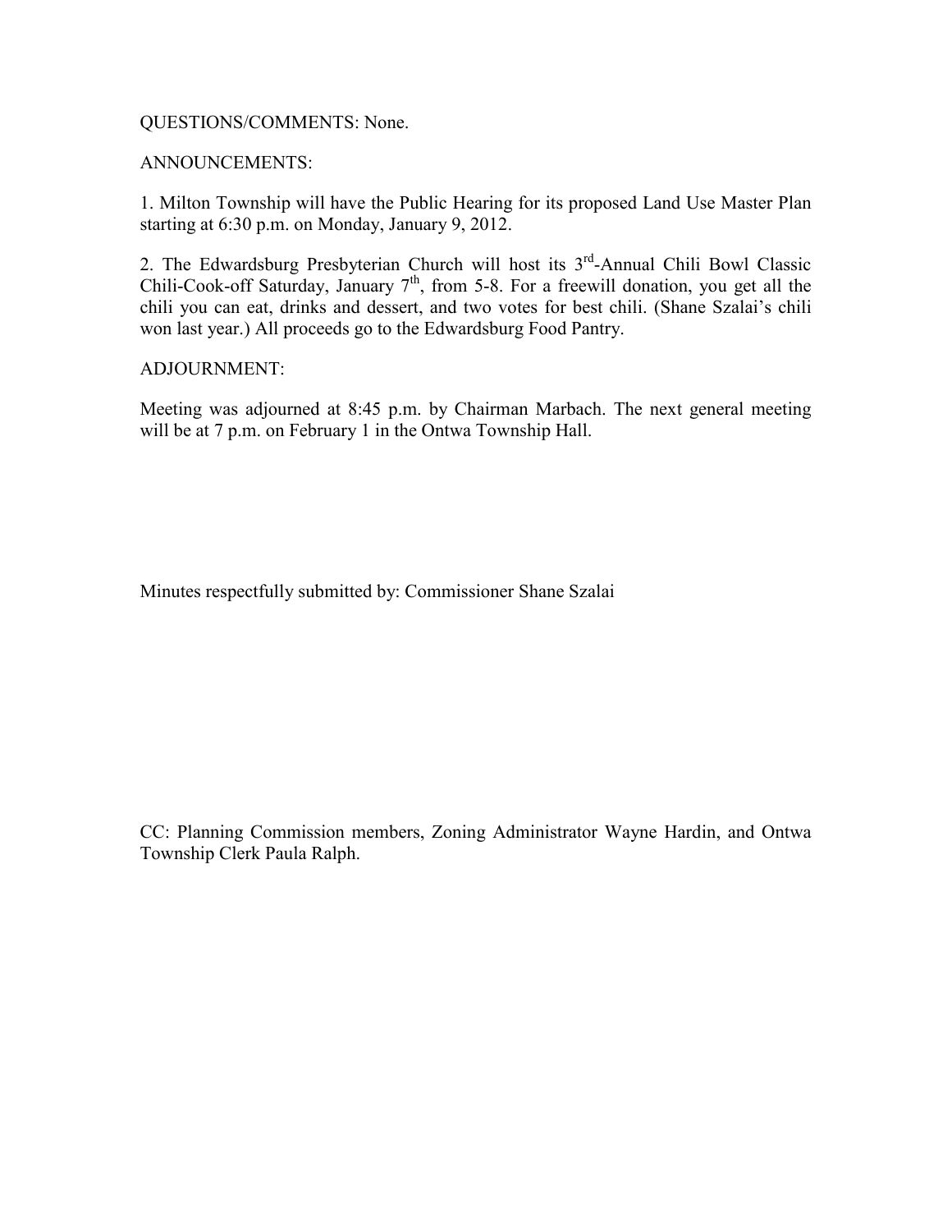QUESTIONS/COMMENTS: None.

ANNOUNCEMENTS:

1. Milton Township will have the Public Hearing for its proposed Land Use Master Plan starting at 6:30 p.m. on Monday, January 9, 2012.

2. The Edwardsburg Presbyterian Church will host its 3rd-Annual Chili Bowl Classic Chili-Cook-off Saturday, January 7th, from 5-8. For a freewill donation, you get all the chili you can eat, drinks and dessert, and two votes for best chili. (Shane Szalai's chili won last year.) All proceeds go to the Edwardsburg Food Pantry.

ADJOURNMENT:

Meeting was adjourned at 8:45 p.m. by Chairman Marbach. The next general meeting will be at 7 p.m. on February 1 in the Ontwa Township Hall.

Minutes respectfully submitted by: Commissioner Shane Szalai

CC: Planning Commission members, Zoning Administrator Wayne Hardin, and Ontwa Township Clerk Paula Ralph.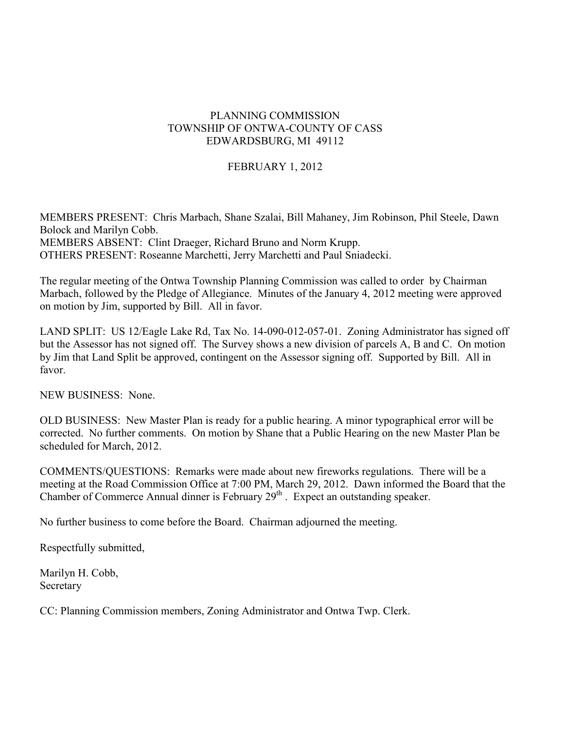PLANNING COMMISSION
TOWNSHIP OF ONTWA-COUNTY OF CASS
EDWARDSBURG, MI 49112

FEBRUARY 1, 2012

MEMBERS PRESENT: Chris Marbach, Shane Szalai, Bill Mahaney, Jim Robinson, Phil Steele, Dawn Bolock and Marilyn Cobb.
MEMBERS ABSENT: Clint Draeger, Richard Bruno and Norm Krupp.
OTHERS PRESENT: Roseanne Marchetti, Jerry Marchetti and Paul Sniadecki.

The regular meeting of the Ontwa Township Planning Commission was called to order by Chairman Marbach, followed by the Pledge of Allegiance. Minutes of the January 4, 2012 meeting were approved on motion by Jim, supported by Bill. All in favor.

LAND SPLIT: US 12/Eagle Lake Rd, Tax No. 14-090-012-057-01. Zoning Administrator has signed off but the Assessor has not signed off. The Survey shows a new division of parcels A, B and C. On motion by Jim that Land Split be approved, contingent on the Assessor signing off. Supported by Bill. All in favor.

NEW BUSINESS: None.

OLD BUSINESS: New Master Plan is ready for a public hearing. A minor typographical error will be corrected. No further comments. On motion by Shane that a Public Hearing on the new Master Plan be scheduled for March, 2012.

COMMENTS/QUESTIONS: Remarks were made about new fireworks regulations. There will be a meeting at the Road Commission Office at 7:00 PM, March 29, 2012. Dawn informed the Board that the Chamber of Commerce Annual dinner is February 29th . Expect an outstanding speaker.

No further business to come before the Board. Chairman adjourned the meeting.

Respectfully submitted,

Marilyn H. Cobb,
Secretary

CC: Planning Commission members, Zoning Administrator and Ontwa Twp. Clerk.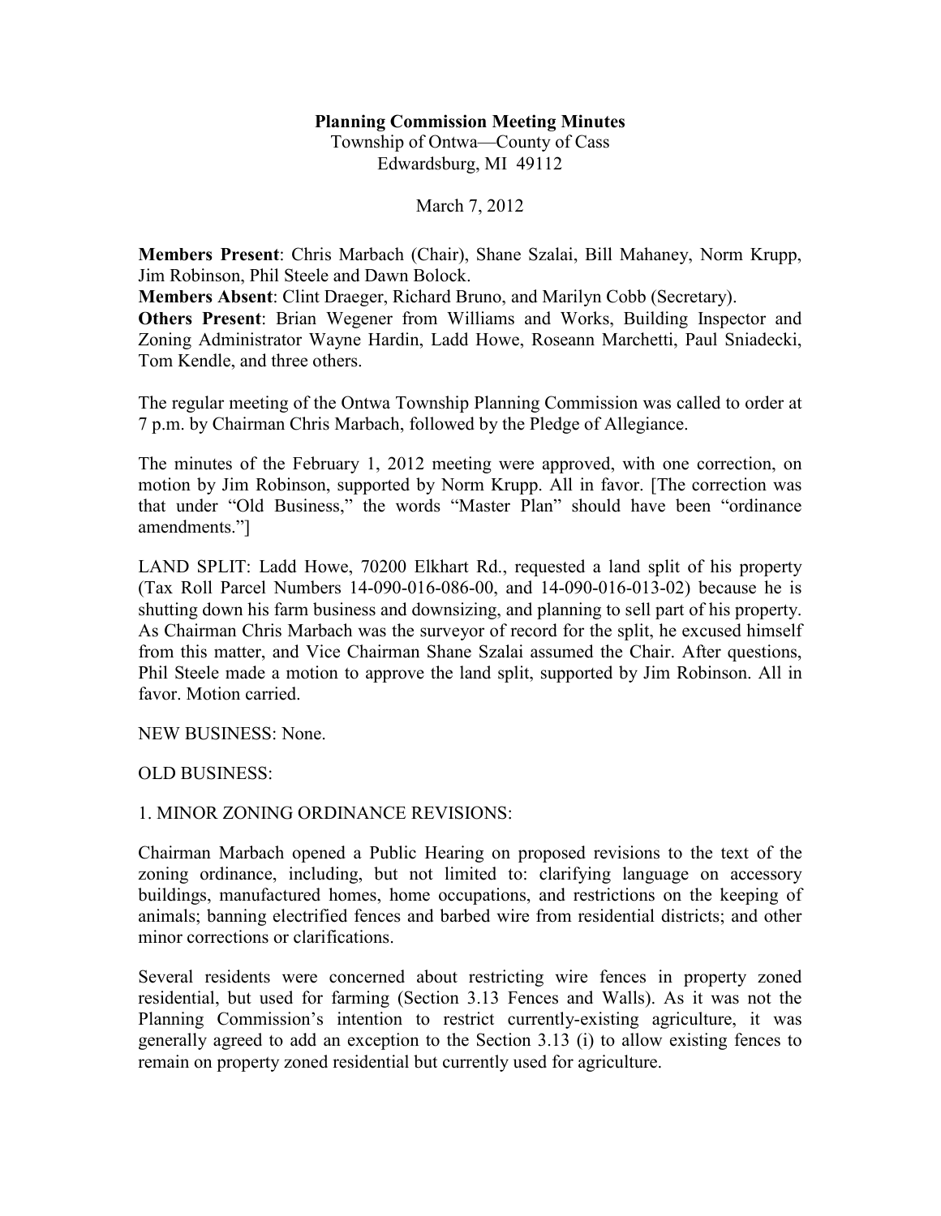**Planning Commission Meeting Minutes**

Township of Ontwa—County of Cass

Edwardsburg, MI 49112

March 7, 2012

**Members Present**: Chris Marbach (Chair), Shane Szalai, Bill Mahaney, Norm Krupp, Jim Robinson, Phil Steele and Dawn Bolock.

**Members Absent**: Clint Draeger, Richard Bruno, and Marilyn Cobb (Secretary).

**Others Present**: Brian Wegener from Williams and Works, Building Inspector and Zoning Administrator Wayne Hardin, Ladd Howe, Roseann Marchetti, Paul Sniadecki, Tom Kendle, and three others.

The regular meeting of the Ontwa Township Planning Commission was called to order at 7 p.m. by Chairman Chris Marbach, followed by the Pledge of Allegiance.

The minutes of the February 1, 2012 meeting were approved, with one correction, on motion by Jim Robinson, supported by Norm Krupp. All in favor. [The correction was that under "Old Business," the words "Master Plan" should have been "ordinance amendments."]

LAND SPLIT: Ladd Howe, 70200 Elkhart Rd., requested a land split of his property (Tax Roll Parcel Numbers 14-090-016-086-00, and 14-090-016-013-02) because he is shutting down his farm business and downsizing, and planning to sell part of his property. As Chairman Chris Marbach was the surveyor of record for the split, he excused himself from this matter, and Vice Chairman Shane Szalai assumed the Chair. After questions, Phil Steele made a motion to approve the land split, supported by Jim Robinson. All in favor. Motion carried.

NEW BUSINESS: None.

OLD BUSINESS:

1. MINOR ZONING ORDINANCE REVISIONS:

Chairman Marbach opened a Public Hearing on proposed revisions to the text of the zoning ordinance, including, but not limited to: clarifying language on accessory buildings, manufactured homes, home occupations, and restrictions on the keeping of animals; banning electrified fences and barbed wire from residential districts; and other minor corrections or clarifications.

Several residents were concerned about restricting wire fences in property zoned residential, but used for farming (Section 3.13 Fences and Walls). As it was not the Planning Commission's intention to restrict currently-existing agriculture, it was generally agreed to add an exception to the Section 3.13 (i) to allow existing fences to remain on property zoned residential but currently used for agriculture.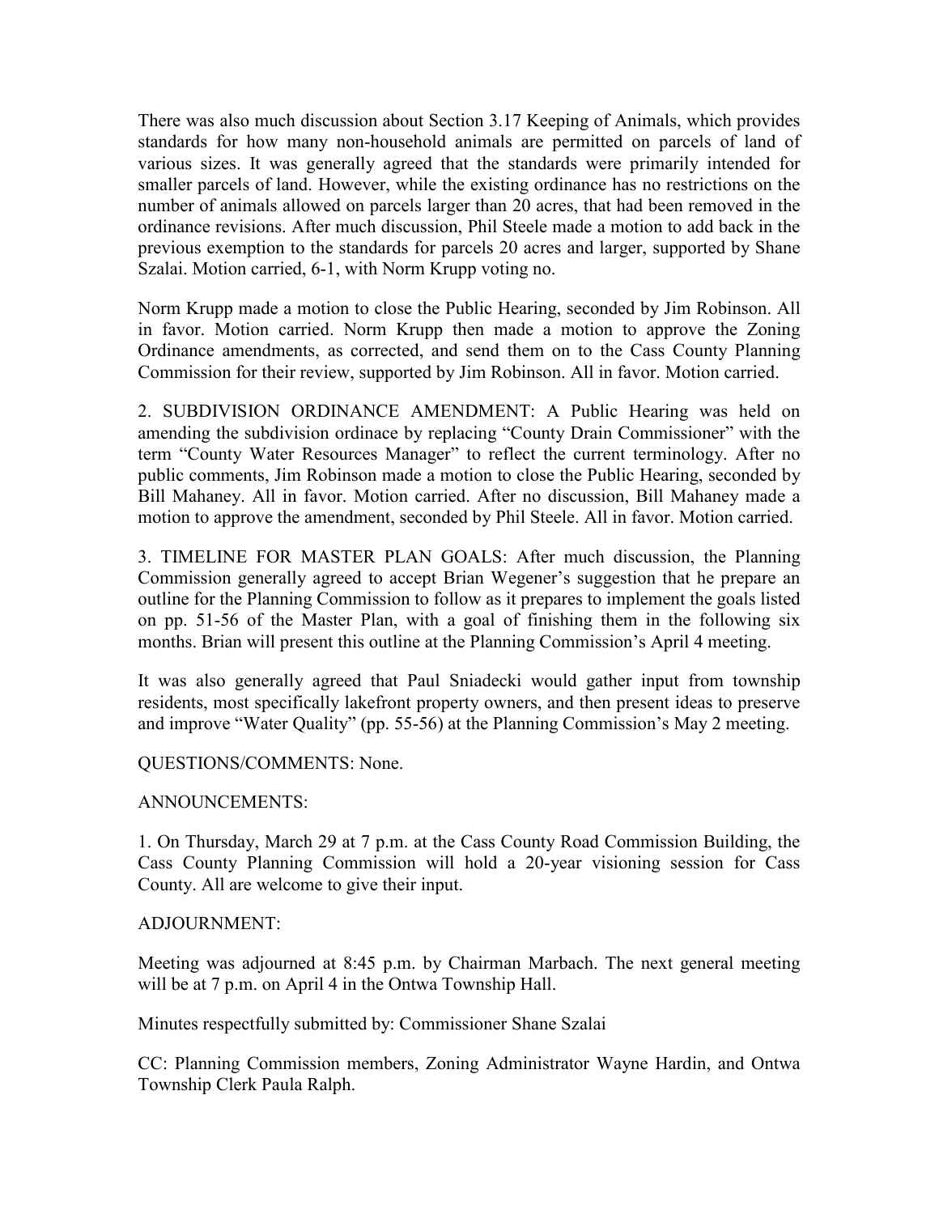There was also much discussion about Section 3.17 Keeping of Animals, which provides standards for how many non-household animals are permitted on parcels of land of various sizes. It was generally agreed that the standards were primarily intended for smaller parcels of land. However, while the existing ordinance has no restrictions on the number of animals allowed on parcels larger than 20 acres, that had been removed in the ordinance revisions. After much discussion, Phil Steele made a motion to add back in the previous exemption to the standards for parcels 20 acres and larger, supported by Shane Szalai. Motion carried, 6-1, with Norm Krupp voting no.

Norm Krupp made a motion to close the Public Hearing, seconded by Jim Robinson. All in favor. Motion carried. Norm Krupp then made a motion to approve the Zoning Ordinance amendments, as corrected, and send them on to the Cass County Planning Commission for their review, supported by Jim Robinson. All in favor. Motion carried.

2. SUBDIVISION ORDINANCE AMENDMENT: A Public Hearing was held on amending the subdivision ordinace by replacing "County Drain Commissioner" with the term "County Water Resources Manager" to reflect the current terminology. After no public comments, Jim Robinson made a motion to close the Public Hearing, seconded by Bill Mahaney. All in favor. Motion carried. After no discussion, Bill Mahaney made a motion to approve the amendment, seconded by Phil Steele. All in favor. Motion carried.

3. TIMELINE FOR MASTER PLAN GOALS: After much discussion, the Planning Commission generally agreed to accept Brian Wegener's suggestion that he prepare an outline for the Planning Commission to follow as it prepares to implement the goals listed on pp. 51-56 of the Master Plan, with a goal of finishing them in the following six months. Brian will present this outline at the Planning Commission's April 4 meeting.

It was also generally agreed that Paul Sniadecki would gather input from township residents, most specifically lakefront property owners, and then present ideas to preserve and improve "Water Quality" (pp. 55-56) at the Planning Commission's May 2 meeting.

QUESTIONS/COMMENTS: None.

ANNOUNCEMENTS:

1. On Thursday, March 29 at 7 p.m. at the Cass County Road Commission Building, the Cass County Planning Commission will hold a 20-year visioning session for Cass County. All are welcome to give their input.

ADJOURNMENT:

Meeting was adjourned at 8:45 p.m. by Chairman Marbach. The next general meeting will be at 7 p.m. on April 4 in the Ontwa Township Hall.

Minutes respectfully submitted by: Commissioner Shane Szalai

CC: Planning Commission members, Zoning Administrator Wayne Hardin, and Ontwa Township Clerk Paula Ralph.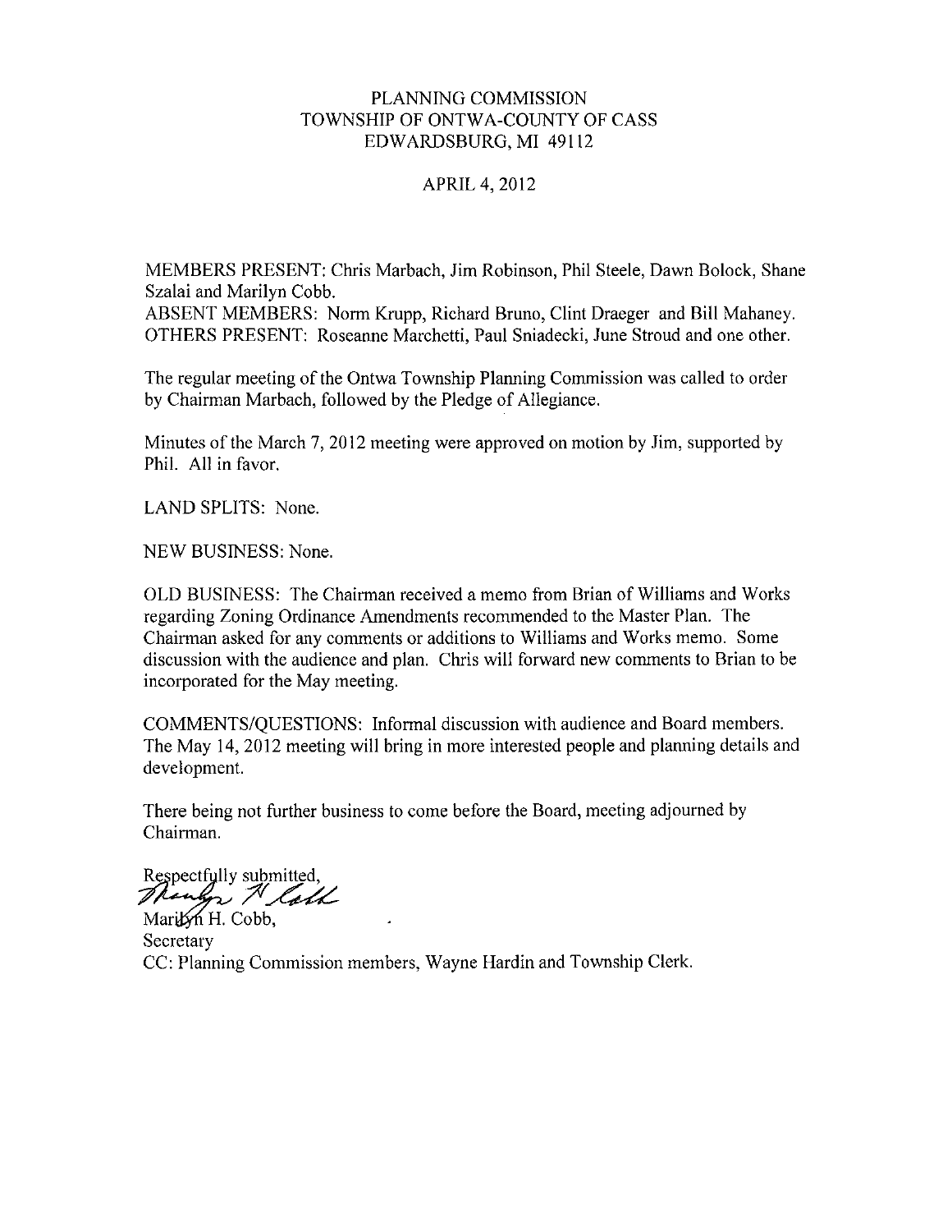PLANNING COMMISSION
TOWNSHIP OF ONTWA-COUNTY OF CASS
EDWARDSBURG, MI 49112

APRIL 4, 2012

MEMBERS PRESENT: Chris Marbach, Jim Robinson, Phil Steele, Dawn Bolock, Shane Szalai and Marilyn Cobb.
ABSENT MEMBERS: Norm Krupp, Richard Bruno, Clint Draeger and Bill Mahaney.
OTHERS PRESENT: Roseanne Marchetti, Paul Sniadecki, June Stroud and one other.

The regular meeting of the Ontwa Township Planning Commission was called to order by Chairman Marbach, followed by the Pledge of Allegiance.

Minutes of the March 7, 2012 meeting were approved on motion by Jim, supported by Phil. All in favor.

LAND SPLITS: None.

NEW BUSINESS: None.

OLD BUSINESS: The Chairman received a memo from Brian of Williams and Works regarding Zoning Ordinance Amendments recommended to the Master Plan. The Chairman asked for any comments or additions to Williams and Works memo. Some discussion with the audience and plan. Chris will forward new comments to Brian to be incorporated for the May meeting.

COMMENTS/QUESTIONS: Informal discussion with audience and Board members. The May 14, 2012 meeting will bring in more interested people and planning details and development.

There being not further business to come before the Board, meeting adjourned by Chairman.

Respectfully submitted,
Marilyn H. Cobb,
Secretary
CC: Planning Commission members, Wayne Hardin and Township Clerk.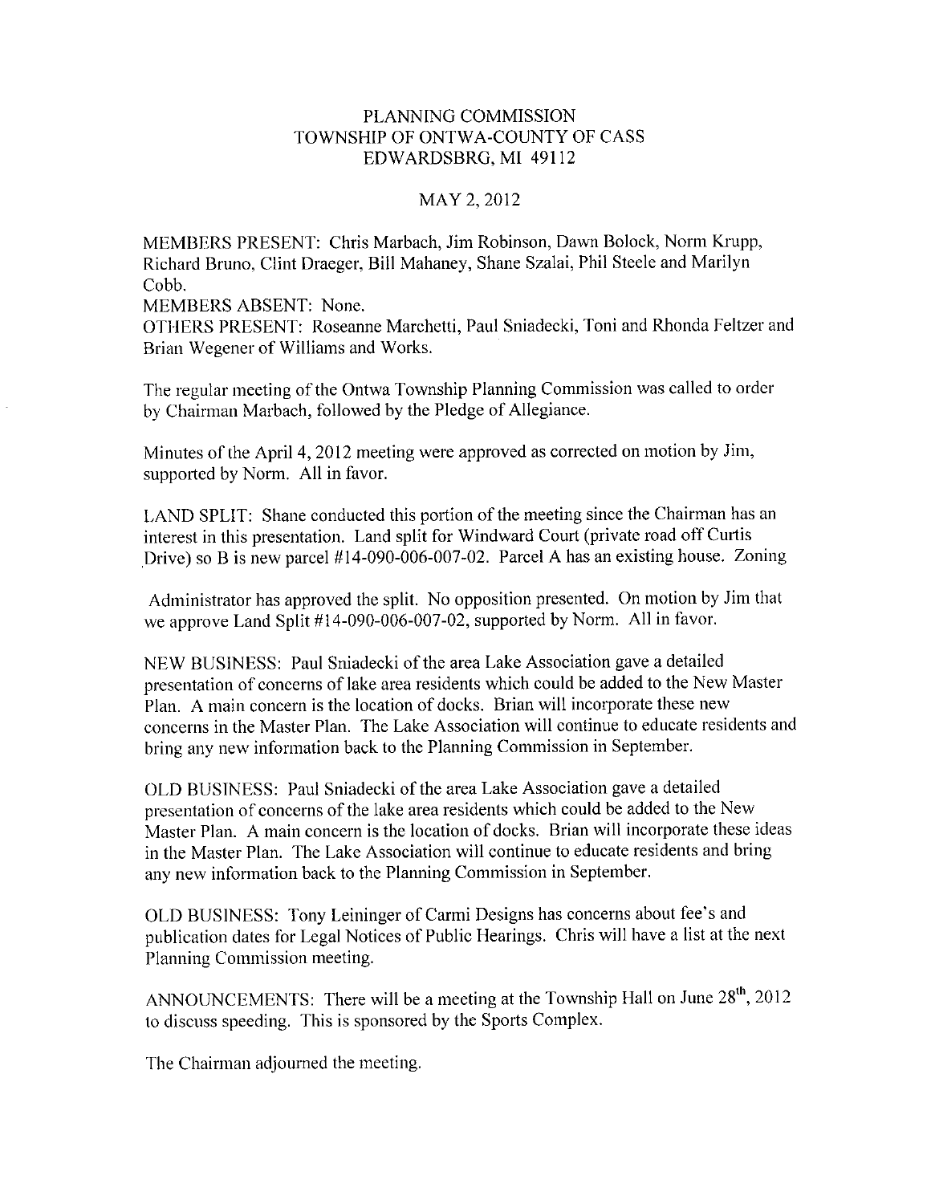# PLANNING COMMISSION
## TOWNSHIP OF ONTWA-COUNTY OF CASS
## EDWARDSBRG, MI 49112

MAY 2, 2012

MEMBERS PRESENT: Chris Marbach, Jim Robinson, Dawn Bolock, Norm Krupp, Richard Bruno, Clint Draeger, Bill Mahaney, Shane Szalai, Phil Steele and Marilyn Cobb.

MEMBERS ABSENT: None.

OTHERS PRESENT: Roseanne Marchetti, Paul Sniadecki, Toni and Rhonda Feltzer and Brian Wegener of Williams and Works.

The regular meeting of the Ontwa Township Planning Commission was called to order by Chairman Marbach, followed by the Pledge of Allegiance.

Minutes of the April 4, 2012 meeting were approved as corrected on motion by Jim, supported by Norm. All in favor.

LAND SPLIT: Shane conducted this portion of the meeting since the Chairman has an interest in this presentation. Land split for Windward Court (private road off Curtis Drive) so B is new parcel #14-090-006-007-02. Parcel A has an existing house. Zoning Administrator has approved the split. No opposition presented. On motion by Jim that we approve Land Split #14-090-006-007-02, supported by Norm. All in favor.

NEW BUSINESS: Paul Sniadecki of the area Lake Association gave a detailed presentation of concerns of lake area residents which could be added to the New Master Plan. A main concern is the location of docks. Brian will incorporate these new concerns in the Master Plan. The Lake Association will continue to educate residents and bring any new information back to the Planning Commission in September.

OLD BUSINESS: Paul Sniadecki of the area Lake Association gave a detailed presentation of concerns of the lake area residents which could be added to the New Master Plan. A main concern is the location of docks. Brian will incorporate these ideas in the Master Plan. The Lake Association will continue to educate residents and bring any new information back to the Planning Commission in September.

OLD BUSINESS: Tony Leininger of Carmi Designs has concerns about fee's and publication dates for Legal Notices of Public Hearings. Chris will have a list at the next Planning Commission meeting.

ANNOUNCEMENTS: There will be a meeting at the Township Hall on June 28th, 2012 to discuss speeding. This is sponsored by the Sports Complex.

The Chairman adjourned the meeting.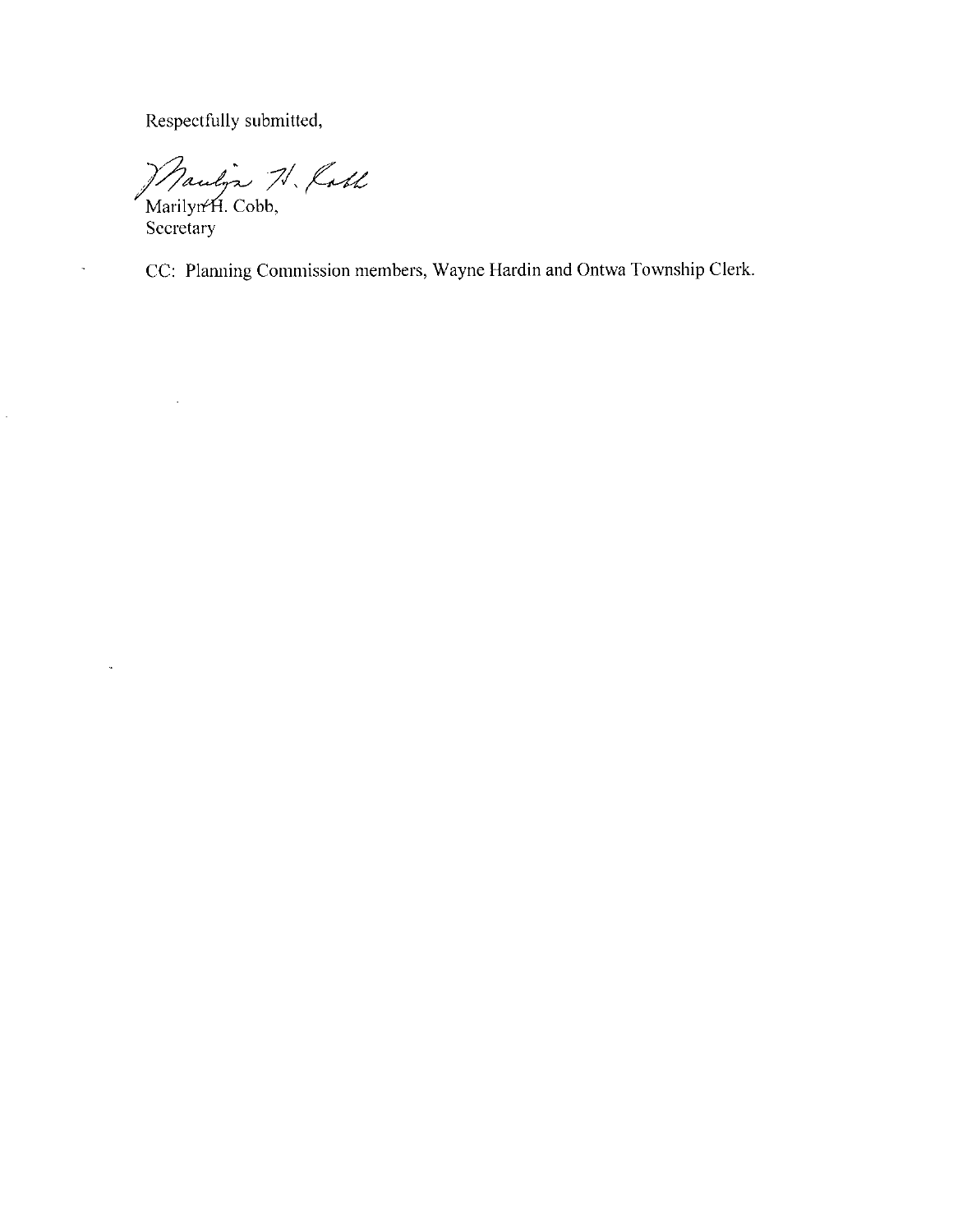Respectfully submitted,

Marilyn H. Cobb,
Secretary

CC: Planning Commission members, Wayne Hardin and Ontwa Township Clerk.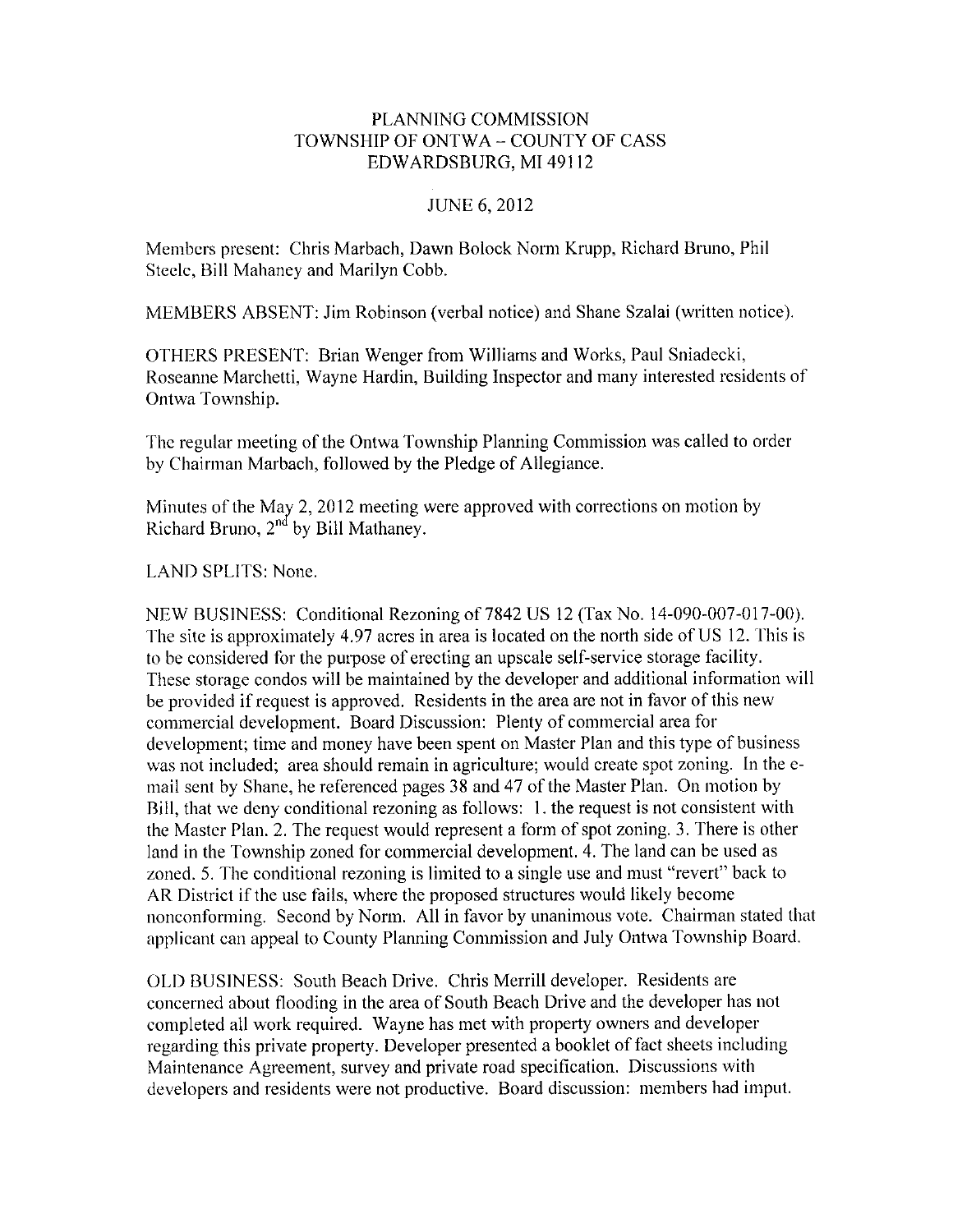PLANNING COMMISSION
TOWNSHIP OF ONTWA – COUNTY OF CASS
EDWARDSBURG, MI 49112

JUNE 6, 2012

Members present: Chris Marbach, Dawn Bolock Norm Krupp, Richard Bruno, Phil Steele, Bill Mahaney and Marilyn Cobb.

MEMBERS ABSENT: Jim Robinson (verbal notice) and Shane Szalai (written notice).

OTHERS PRESENT: Brian Wenger from Williams and Works, Paul Sniadecki, Roseanne Marchetti, Wayne Hardin, Building Inspector and many interested residents of Ontwa Township.

The regular meeting of the Ontwa Township Planning Commission was called to order by Chairman Marbach, followed by the Pledge of Allegiance.

Minutes of the May 2, 2012 meeting were approved with corrections on motion by Richard Bruno, 2nd by Bill Mathaney.

LAND SPLITS: None.

NEW BUSINESS: Conditional Rezoning of 7842 US 12 (Tax No. 14-090-007-017-00). The site is approximately 4.97 acres in area is located on the north side of US 12. This is to be considered for the purpose of erecting an upscale self-service storage facility. These storage condos will be maintained by the developer and additional information will be provided if request is approved. Residents in the area are not in favor of this new commercial development. Board Discussion: Plenty of commercial area for development; time and money have been spent on Master Plan and this type of business was not included; area should remain in agriculture; would create spot zoning. In the e-mail sent by Shane, he referenced pages 38 and 47 of the Master Plan. On motion by Bill, that we deny conditional rezoning as follows: 1. the request is not consistent with the Master Plan. 2. The request would represent a form of spot zoning. 3. There is other land in the Township zoned for commercial development. 4. The land can be used as zoned. 5. The conditional rezoning is limited to a single use and must "revert" back to AR District if the use fails, where the proposed structures would likely become nonconforming. Second by Norm. All in favor by unanimous vote. Chairman stated that applicant can appeal to County Planning Commission and July Ontwa Township Board.

OLD BUSINESS: South Beach Drive. Chris Merrill developer. Residents are concerned about flooding in the area of South Beach Drive and the developer has not completed all work required. Wayne has met with property owners and developer regarding this private property. Developer presented a booklet of fact sheets including Maintenance Agreement, survey and private road specification. Discussions with developers and residents were not productive. Board discussion: members had imput.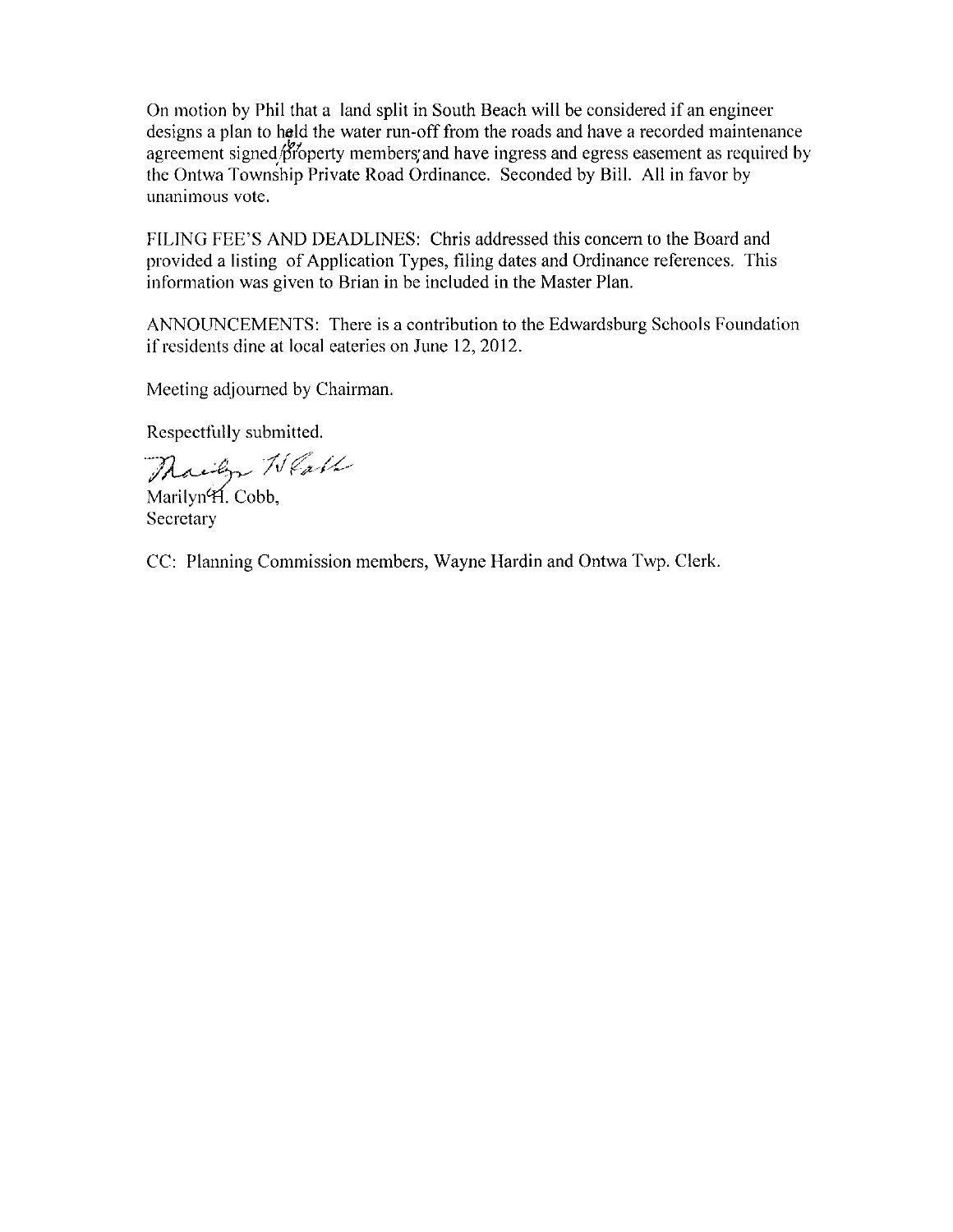On motion by Phil that a land split in South Beach will be considered if an engineer designs a plan to held the water run-off from the roads and have a recorded maintenance agreement signed by property members and have ingress and egress easement as required by the Ontwa Township Private Road Ordinance. Seconded by Bill. All in favor by unanimous vote.

FILING FEE'S AND DEADLINES: Chris addressed this concern to the Board and provided a listing of Application Types, filing dates and Ordinance references. This information was given to Brian in be included in the Master Plan.

ANNOUNCEMENTS: There is a contribution to the Edwardsburg Schools Foundation if residents dine at local eateries on June 12, 2012.

Meeting adjourned by Chairman.

Respectfully submitted.

Marilyn H. Cobb,
Secretary

CC: Planning Commission members, Wayne Hardin and Ontwa Twp. Clerk.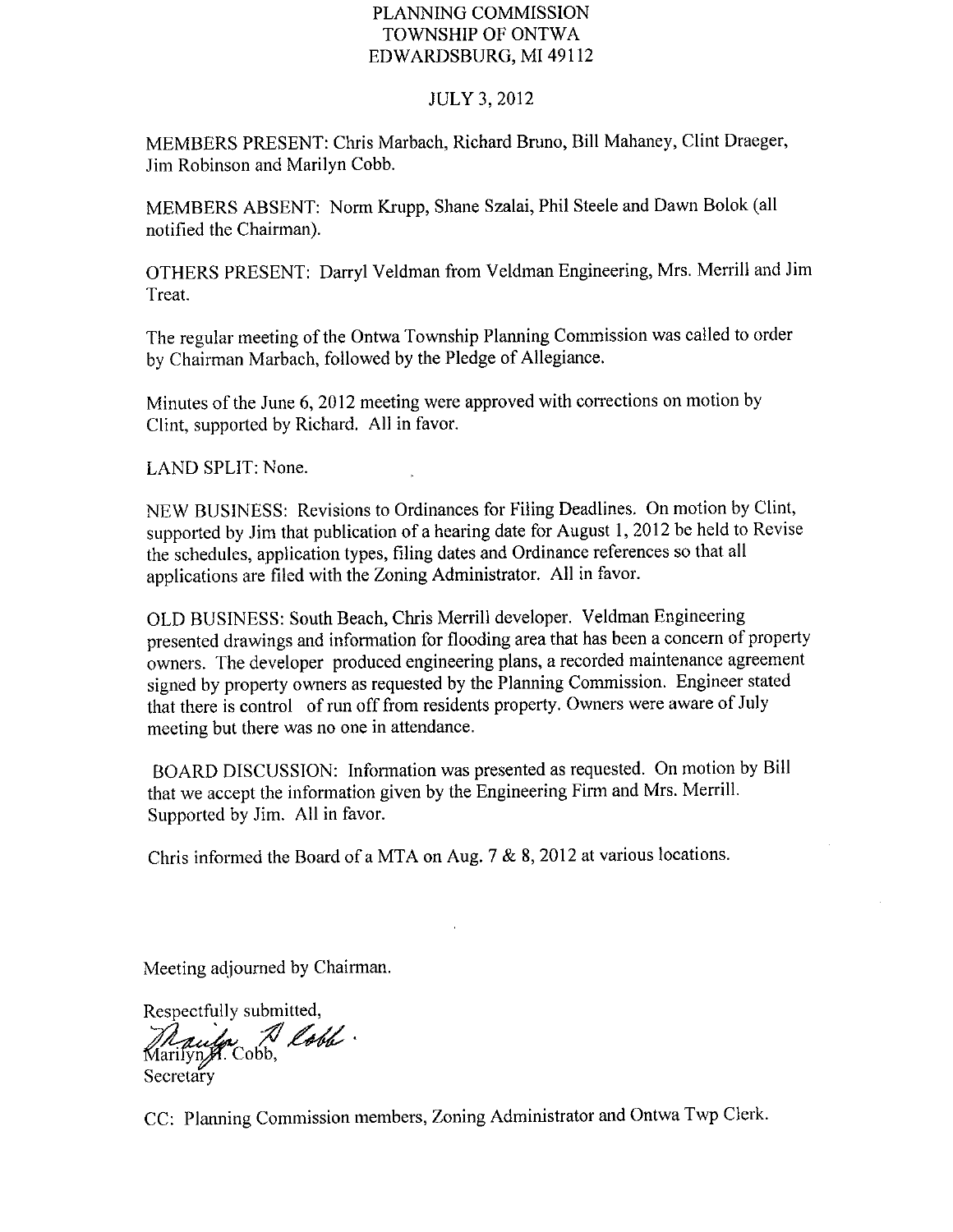# PLANNING COMMISSION
# TOWNSHIP OF ONTWA
# EDWARDSBURG, MI 49112

JULY 3, 2012

MEMBERS PRESENT: Chris Marbach, Richard Bruno, Bill Mahaney, Clint Draeger, Jim Robinson and Marilyn Cobb.

MEMBERS ABSENT: Norm Krupp, Shane Szalai, Phil Steele and Dawn Bolok (all notified the Chairman).

OTHERS PRESENT: Darryl Veldman from Veldman Engineering, Mrs. Merrill and Jim Treat.

The regular meeting of the Ontwa Township Planning Commission was called to order by Chairman Marbach, followed by the Pledge of Allegiance.

Minutes of the June 6, 2012 meeting were approved with corrections on motion by Clint, supported by Richard. All in favor.

LAND SPLIT: None.

NEW BUSINESS: Revisions to Ordinances for Filing Deadlines. On motion by Clint, supported by Jim that publication of a hearing date for August 1, 2012 be held to Revise the schedules, application types, filing dates and Ordinance references so that all applications are filed with the Zoning Administrator. All in favor.

OLD BUSINESS: South Beach, Chris Merrill developer. Veldman Engineering presented drawings and information for flooding area that has been a concern of property owners. The developer produced engineering plans, a recorded maintenance agreement signed by property owners as requested by the Planning Commission. Engineer stated that there is control of run off from residents property. Owners were aware of July meeting but there was no one in attendance.

BOARD DISCUSSION: Information was presented as requested. On motion by Bill that we accept the information given by the Engineering Firm and Mrs. Merrill. Supported by Jim. All in favor.

Chris informed the Board of a MTA on Aug. 7 & 8, 2012 at various locations.

Meeting adjourned by Chairman.

Respectfully submitted,

Marilyn H. Cobb,
Secretary

CC: Planning Commission members, Zoning Administrator and Ontwa Twp Clerk.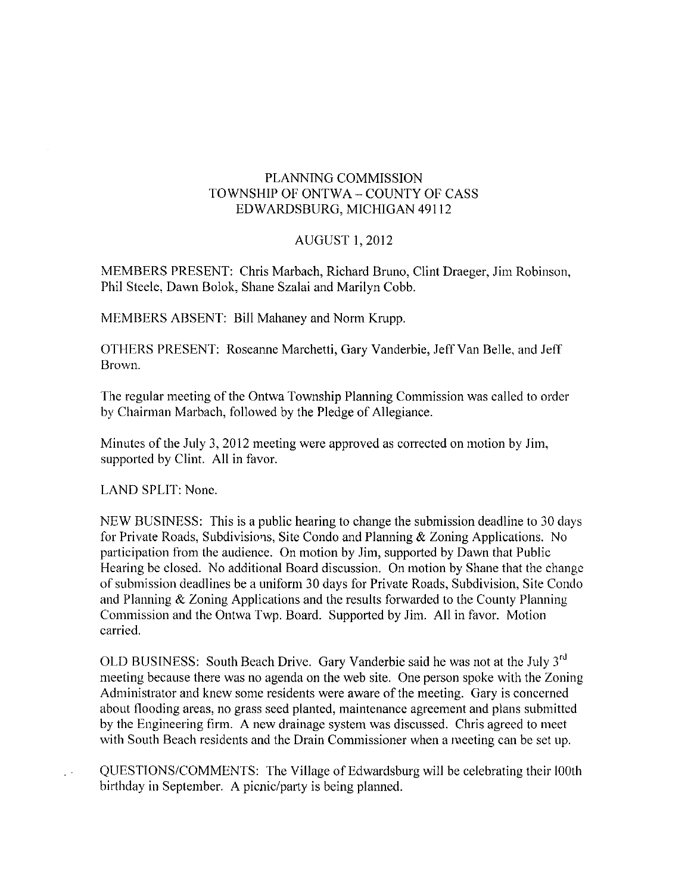PLANNING COMMISSION
TOWNSHIP OF ONTWA – COUNTY OF CASS
EDWARDSBURG, MICHIGAN 49112

AUGUST 1, 2012

MEMBERS PRESENT: Chris Marbach, Richard Bruno, Clint Draeger, Jim Robinson, Phil Steele, Dawn Bolok, Shane Szalai and Marilyn Cobb.

MEMBERS ABSENT: Bill Mahaney and Norm Krupp.

OTHERS PRESENT: Roseanne Marchetti, Gary Vanderbie, Jeff Van Belle, and Jeff Brown.

The regular meeting of the Ontwa Township Planning Commission was called to order by Chairman Marbach, followed by the Pledge of Allegiance.

Minutes of the July 3, 2012 meeting were approved as corrected on motion by Jim, supported by Clint. All in favor.

LAND SPLIT: None.

NEW BUSINESS: This is a public hearing to change the submission deadline to 30 days for Private Roads, Subdivisions, Site Condo and Planning & Zoning Applications. No participation from the audience. On motion by Jim, supported by Dawn that Public Hearing be closed. No additional Board discussion. On motion by Shane that the change of submission deadlines be a uniform 30 days for Private Roads, Subdivision, Site Condo and Planning & Zoning Applications and the results forwarded to the County Planning Commission and the Ontwa Twp. Board. Supported by Jim. All in favor. Motion carried.

OLD BUSINESS: South Beach Drive. Gary Vanderbie said he was not at the July 3rd meeting because there was no agenda on the web site. One person spoke with the Zoning Administrator and knew some residents were aware of the meeting. Gary is concerned about flooding areas, no grass seed planted, maintenance agreement and plans submitted by the Engineering firm. A new drainage system was discussed. Chris agreed to meet with South Beach residents and the Drain Commissioner when a meeting can be set up.

QUESTIONS/COMMENTS: The Village of Edwardsburg will be celebrating their 100th birthday in September. A picnic/party is being planned.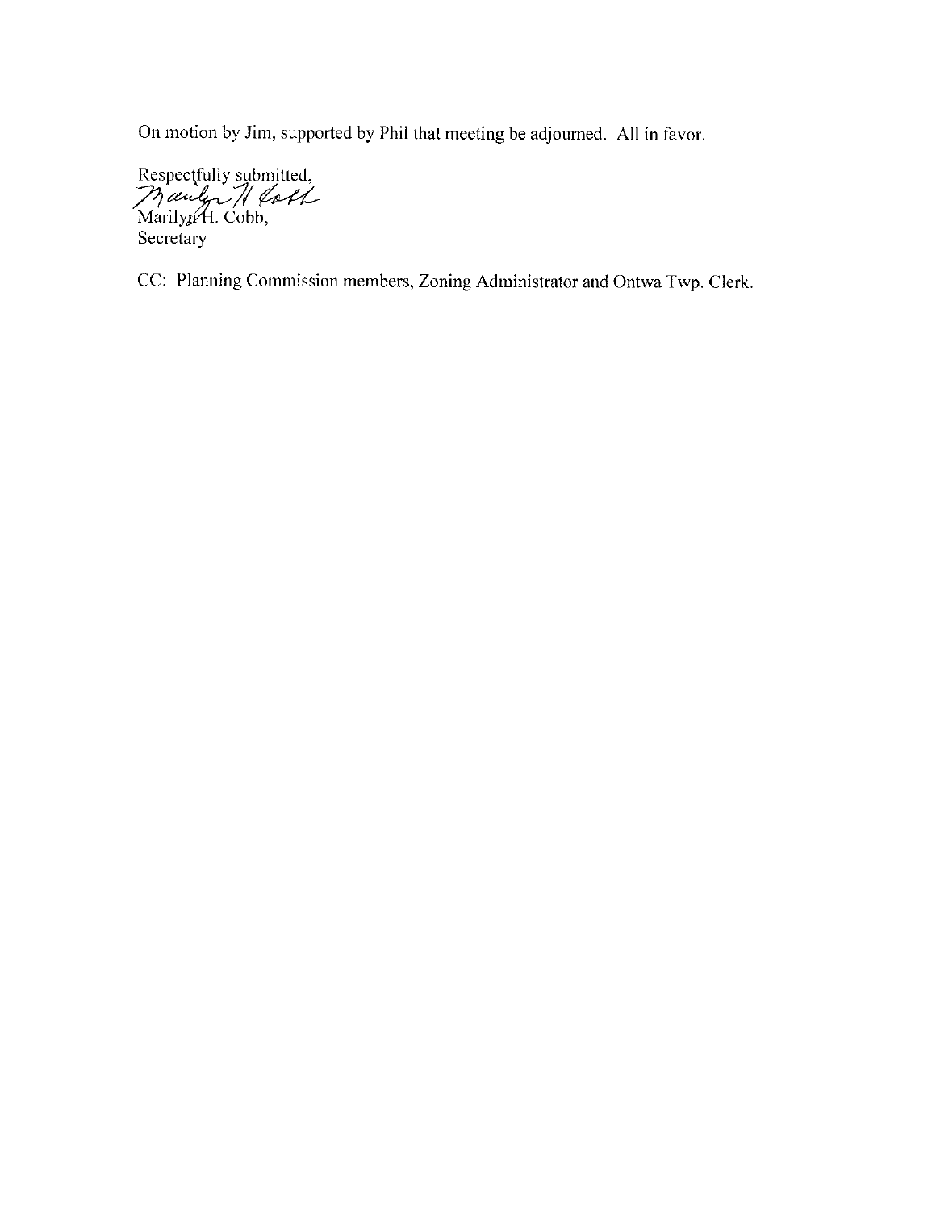On motion by Jim, supported by Phil that meeting be adjourned. All in favor.

Respectfully submitted,

Marilyn H. Cobb

Marilyn H. Cobb,
Secretary

CC: Planning Commission members, Zoning Administrator and Ontwa Twp. Clerk.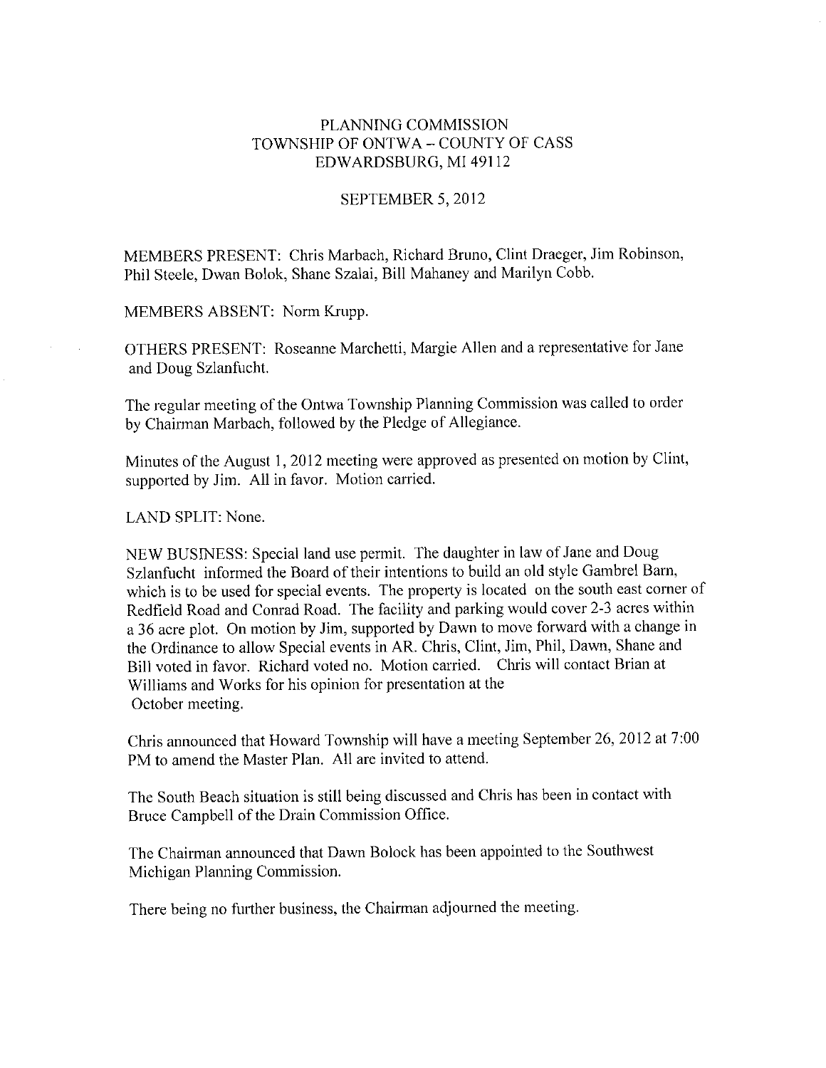PLANNING COMMISSION
TOWNSHIP OF ONTWA – COUNTY OF CASS
EDWARDSBURG, MI 49112

SEPTEMBER 5, 2012

MEMBERS PRESENT: Chris Marbach, Richard Bruno, Clint Draeger, Jim Robinson, Phil Steele, Dwan Bolok, Shane Szalai, Bill Mahaney and Marilyn Cobb.

MEMBERS ABSENT: Norm Krupp.

OTHERS PRESENT: Roseanne Marchetti, Margie Allen and a representative for Jane and Doug Szlanfucht.

The regular meeting of the Ontwa Township Planning Commission was called to order by Chairman Marbach, followed by the Pledge of Allegiance.

Minutes of the August 1, 2012 meeting were approved as presented on motion by Clint, supported by Jim. All in favor. Motion carried.

LAND SPLIT: None.

NEW BUSINESS: Special land use permit. The daughter in law of Jane and Doug Szlanfucht informed the Board of their intentions to build an old style Gambrel Barn, which is to be used for special events. The property is located on the south east corner of Redfield Road and Conrad Road. The facility and parking would cover 2-3 acres within a 36 acre plot. On motion by Jim, supported by Dawn to move forward with a change in the Ordinance to allow Special events in AR. Chris, Clint, Jim, Phil, Dawn, Shane and Bill voted in favor. Richard voted no. Motion carried. Chris will contact Brian at Williams and Works for his opinion for presentation at the October meeting.

Chris announced that Howard Township will have a meeting September 26, 2012 at 7:00 PM to amend the Master Plan. All are invited to attend.

The South Beach situation is still being discussed and Chris has been in contact with Bruce Campbell of the Drain Commission Office.

The Chairman announced that Dawn Bolock has been appointed to the Southwest Michigan Planning Commission.

There being no further business, the Chairman adjourned the meeting.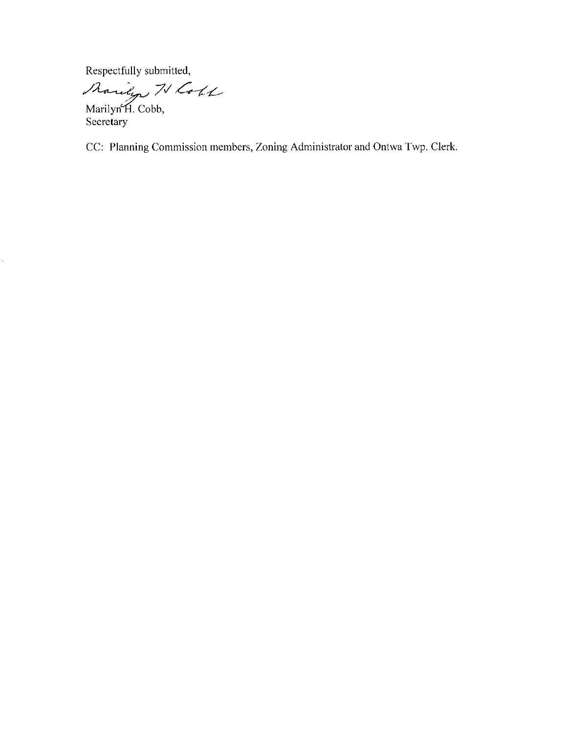Respectfully submitted,

Marilyn H. Cobb

Marilyn H. Cobb,
Secretary

CC: Planning Commission members, Zoning Administrator and Ontwa Twp. Clerk.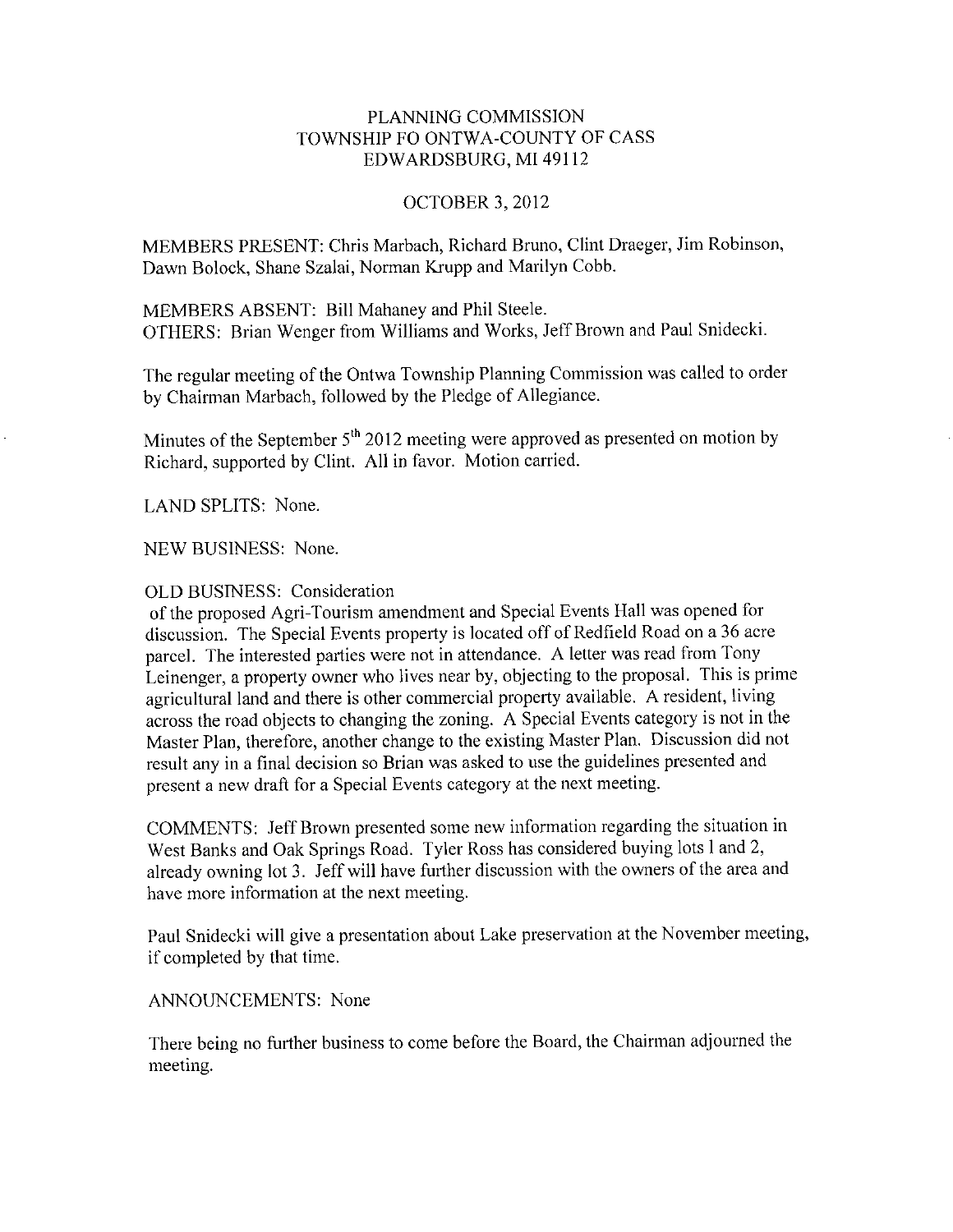PLANNING COMMISSION
TOWNSHIP FO ONTWA-COUNTY OF CASS
EDWARDSBURG, MI 49112

OCTOBER 3, 2012

MEMBERS PRESENT: Chris Marbach, Richard Bruno, Clint Draeger, Jim Robinson, Dawn Bolock, Shane Szalai, Norman Krupp and Marilyn Cobb.

MEMBERS ABSENT: Bill Mahaney and Phil Steele.
OTHERS: Brian Wenger from Williams and Works, Jeff Brown and Paul Snidecki.

The regular meeting of the Ontwa Township Planning Commission was called to order by Chairman Marbach, followed by the Pledge of Allegiance.

Minutes of the September 5th 2012 meeting were approved as presented on motion by Richard, supported by Clint. All in favor. Motion carried.

LAND SPLITS: None.

NEW BUSINESS: None.

OLD BUSINESS: Consideration
of the proposed Agri-Tourism amendment and Special Events Hall was opened for discussion. The Special Events property is located off of Redfield Road on a 36 acre parcel. The interested parties were not in attendance. A letter was read from Tony Leinenger, a property owner who lives near by, objecting to the proposal. This is prime agricultural land and there is other commercial property available. A resident, living across the road objects to changing the zoning. A Special Events category is not in the Master Plan, therefore, another change to the existing Master Plan. Discussion did not result any in a final decision so Brian was asked to use the guidelines presented and present a new draft for a Special Events category at the next meeting.

COMMENTS: Jeff Brown presented some new information regarding the situation in West Banks and Oak Springs Road. Tyler Ross has considered buying lots 1 and 2, already owning lot 3. Jeff will have further discussion with the owners of the area and have more information at the next meeting.

Paul Snidecki will give a presentation about Lake preservation at the November meeting, if completed by that time.

ANNOUNCEMENTS: None

There being no further business to come before the Board, the Chairman adjourned the meeting.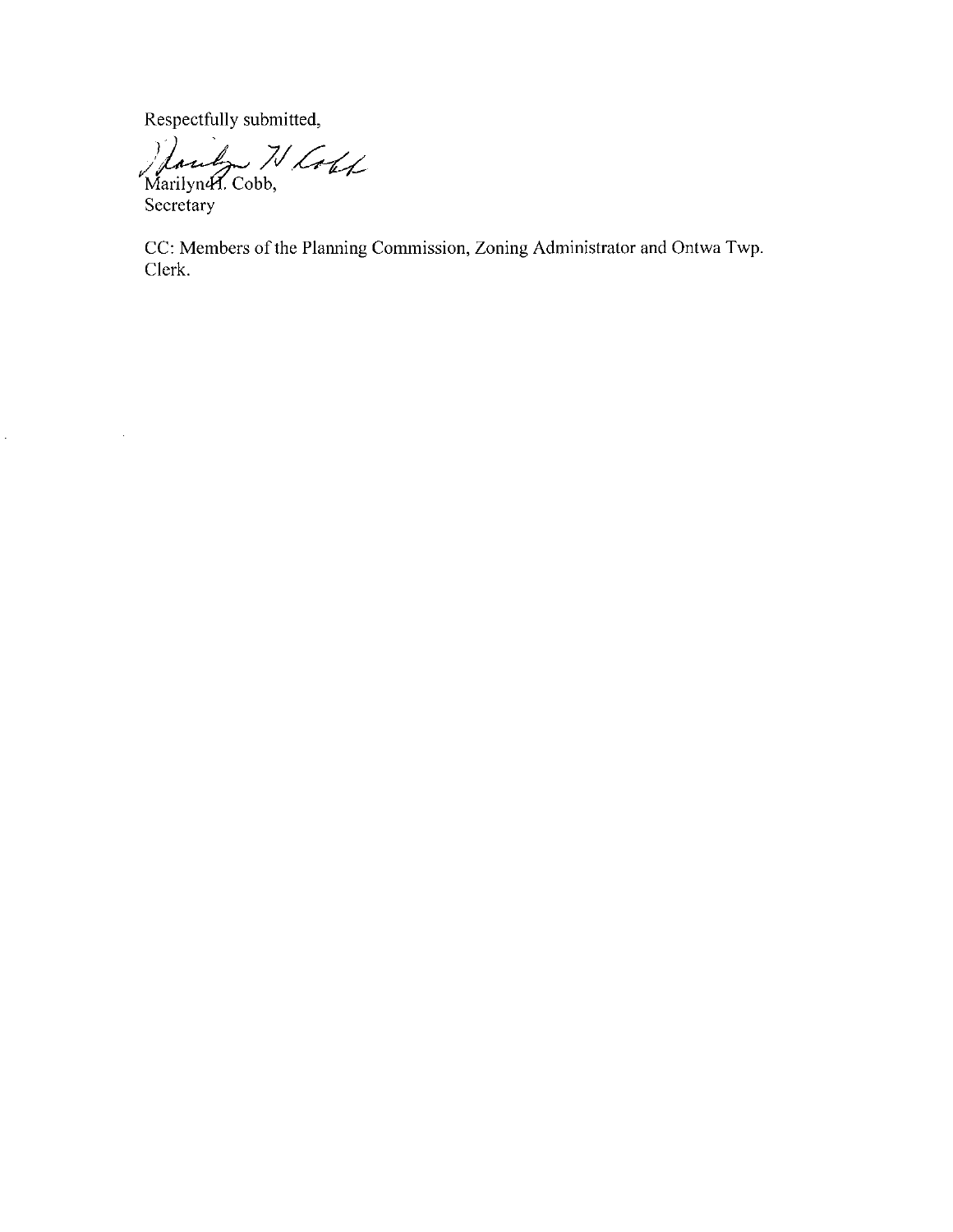Respectfully submitted,

Marilyn H. Cobb,
Secretary

CC: Members of the Planning Commission, Zoning Administrator and Ontwa Twp. Clerk.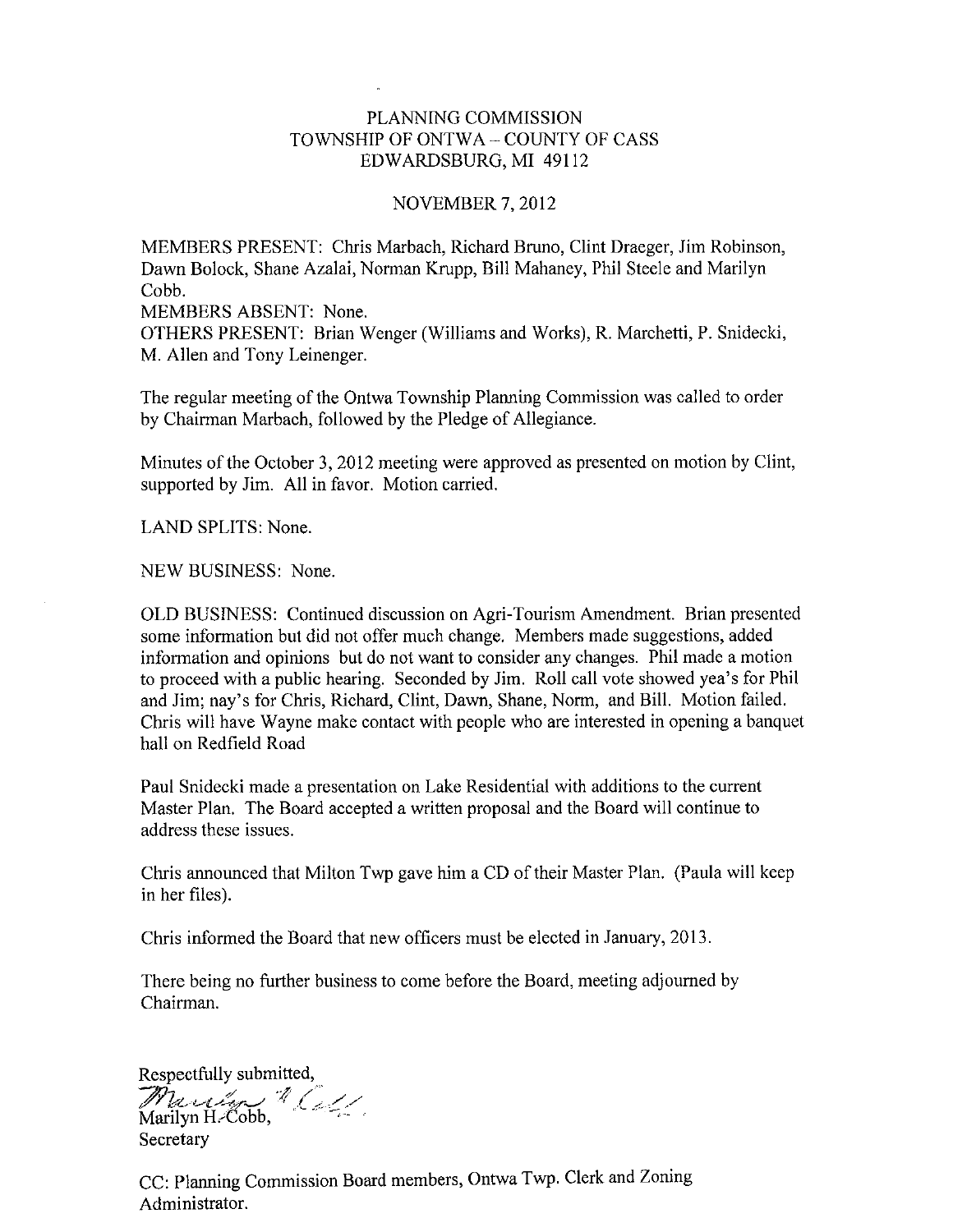# PLANNING COMMISSION
## TOWNSHIP OF ONTWA – COUNTY OF CASS
## EDWARDSBURG, MI 49112

NOVEMBER 7, 2012

MEMBERS PRESENT: Chris Marbach, Richard Bruno, Clint Draeger, Jim Robinson, Dawn Bolock, Shane Azalai, Norman Krupp, Bill Mahaney, Phil Steele and Marilyn Cobb.
MEMBERS ABSENT: None.
OTHERS PRESENT: Brian Wenger (Williams and Works), R. Marchetti, P. Snidecki, M. Allen and Tony Leinenger.

The regular meeting of the Ontwa Township Planning Commission was called to order by Chairman Marbach, followed by the Pledge of Allegiance.

Minutes of the October 3, 2012 meeting were approved as presented on motion by Clint, supported by Jim. All in favor. Motion carried.

LAND SPLITS: None.

NEW BUSINESS: None.

OLD BUSINESS: Continued discussion on Agri-Tourism Amendment. Brian presented some information but did not offer much change. Members made suggestions, added information and opinions but do not want to consider any changes. Phil made a motion to proceed with a public hearing. Seconded by Jim. Roll call vote showed yea's for Phil and Jim; nay's for Chris, Richard, Clint, Dawn, Shane, Norm, and Bill. Motion failed. Chris will have Wayne make contact with people who are interested in opening a banquet hall on Redfield Road

Paul Snidecki made a presentation on Lake Residential with additions to the current Master Plan. The Board accepted a written proposal and the Board will continue to address these issues.

Chris announced that Milton Twp gave him a CD of their Master Plan. (Paula will keep in her files).

Chris informed the Board that new officers must be elected in January, 2013.

There being no further business to come before the Board, meeting adjourned by Chairman.

Respectfully submitted,

Marilyn H. Cobb,
Secretary

CC: Planning Commission Board members, Ontwa Twp. Clerk and Zoning Administrator.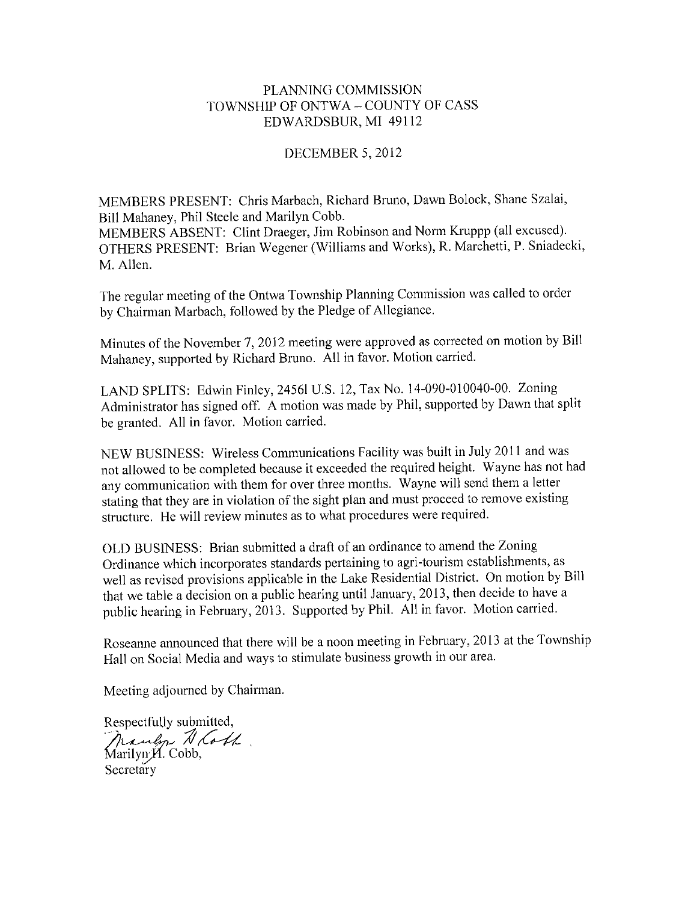PLANNING COMMISSION
TOWNSHIP OF ONTWA – COUNTY OF CASS
EDWARDSBUR, MI 49112

DECEMBER 5, 2012

MEMBERS PRESENT: Chris Marbach, Richard Bruno, Dawn Bolock, Shane Szalai, Bill Mahaney, Phil Steele and Marilyn Cobb.
MEMBERS ABSENT: Clint Draeger, Jim Robinson and Norm Kruppp (all excused).
OTHERS PRESENT: Brian Wegener (Williams and Works), R. Marchetti, P. Sniadecki, M. Allen.

The regular meeting of the Ontwa Township Planning Commission was called to order by Chairman Marbach, followed by the Pledge of Allegiance.

Minutes of the November 7, 2012 meeting were approved as corrected on motion by Bill Mahaney, supported by Richard Bruno. All in favor. Motion carried.

LAND SPLITS: Edwin Finley, 24561 U.S. 12, Tax No. 14-090-010040-00. Zoning Administrator has signed off. A motion was made by Phil, supported by Dawn that split be granted. All in favor. Motion carried.

NEW BUSINESS: Wireless Communications Facility was built in July 2011 and was not allowed to be completed because it exceeded the required height. Wayne has not had any communication with them for over three months. Wayne will send them a letter stating that they are in violation of the sight plan and must proceed to remove existing structure. He will review minutes as to what procedures were required.

OLD BUSINESS: Brian submitted a draft of an ordinance to amend the Zoning Ordinance which incorporates standards pertaining to agri-tourism establishments, as well as revised provisions applicable in the Lake Residential District. On motion by Bill that we table a decision on a public hearing until January, 2013, then decide to have a public hearing in February, 2013. Supported by Phil. All in favor. Motion carried.

Roseanne announced that there will be a noon meeting in February, 2013 at the Township Hall on Social Media and ways to stimulate business growth in our area.

Meeting adjourned by Chairman.

Respectfully submitted,
Marilyn H. Cobb,
Secretary